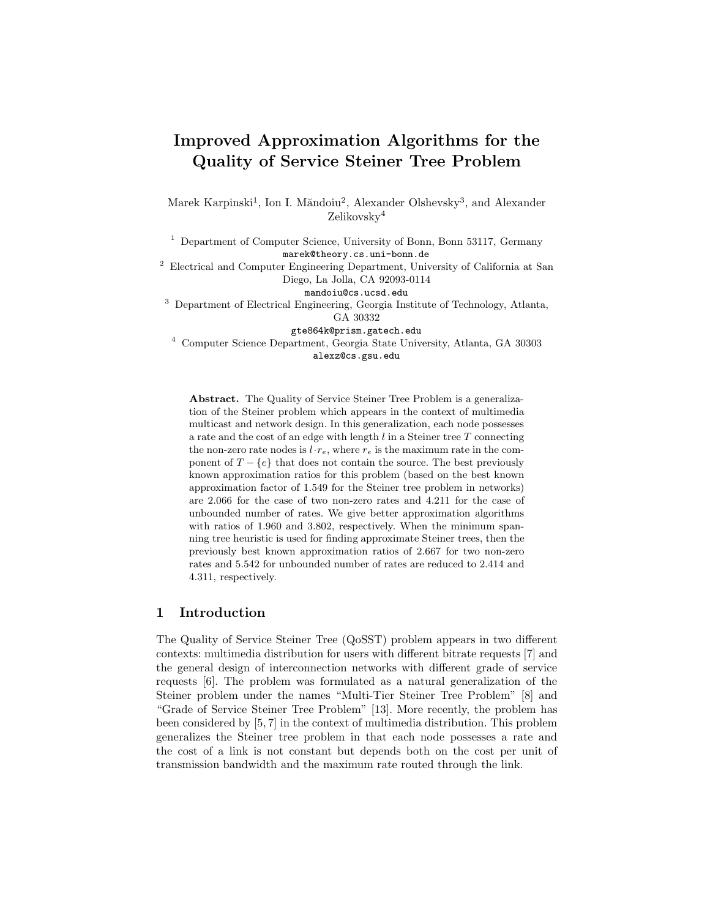# Improved Approximation Algorithms for the Quality of Service Steiner Tree Problem

Marek Karpinski[1], Ion I. Măndoiu[2], Alexander Olshevsky[3], and Alexander Zelikovsky[4]

[1] Department of Computer Science, University of Bonn, Bonn 53117, Germany
marek@theory.cs.uni-bonn.de

[2] Electrical and Computer Engineering Department, University of California at San Diego, La Jolla, CA 92093-0114
mandoiu@cs.ucsd.edu

[3] Department of Electrical Engineering, Georgia Institute of Technology, Atlanta, GA 30332
gte864k@prism.gatech.edu

[4] Computer Science Department, Georgia State University, Atlanta, GA 30303
alexz@cs.gsu.edu

**Abstract.** The Quality of Service Steiner Tree Problem is a generalization of the Steiner problem which appears in the context of multimedia multicast and network design. In this generalization, each node possesses a rate and the cost of an edge with length $l$ in a Steiner tree $T$ connecting the non-zero rate nodes is $l \cdot r_e$, where $r_e$ is the maximum rate in the component of $T - \{e\}$ that does not contain the source. The best previously known approximation ratios for this problem (based on the best known approximation factor of 1.549 for the Steiner tree problem in networks) are 2.066 for the case of two non-zero rates and 4.211 for the case of unbounded number of rates. We give better approximation algorithms with ratios of 1.960 and 3.802, respectively. When the minimum spanning tree heuristic is used for finding approximate Steiner trees, then the previously best known approximation ratios of 2.667 for two non-zero rates and 5.542 for unbounded number of rates are reduced to 2.414 and 4.311, respectively.

## 1 Introduction

The Quality of Service Steiner Tree (QoSST) problem appears in two different contexts: multimedia distribution for users with different bitrate requests [7] and the general design of interconnection networks with different grade of service requests [6]. The problem was formulated as a natural generalization of the Steiner problem under the names "Multi-Tier Steiner Tree Problem" [8] and "Grade of Service Steiner Tree Problem" [13]. More recently, the problem has been considered by [5, 7] in the context of multimedia distribution. This problem generalizes the Steiner tree problem in that each node possesses a rate and the cost of a link is not constant but depends both on the cost per unit of transmission bandwidth and the maximum rate routed through the link.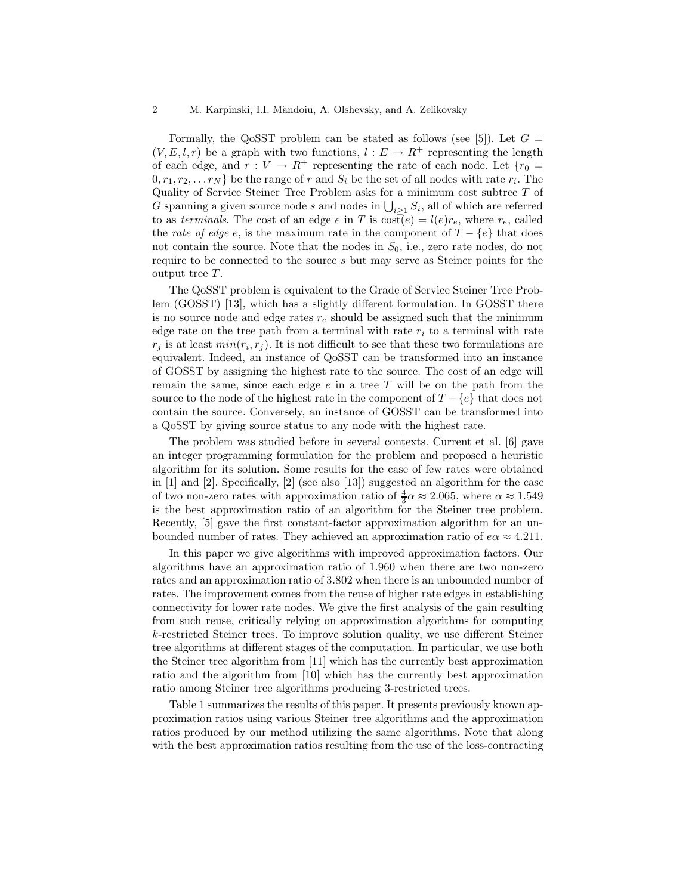Formally, the QoSST problem can be stated as follows (see [5]). Let $G = (V, E, l, r)$ be a graph with two functions, $l : E \rightarrow R^+$ representing the length of each edge, and $r : V \rightarrow R^+$ representing the rate of each node. Let $\{r_0 = 0, r_1, r_2, \ldots r_N\}$ be the range of $r$ and $S_i$ be the set of all nodes with rate $r_i$. The Quality of Service Steiner Tree Problem asks for a minimum cost subtree $T$ of $G$ spanning a given source node $s$ and nodes in $\bigcup_{i \geq 1} S_i$, all of which are referred to as *terminals*. The cost of an edge $e$ in $T$ is $\text{cost}(e) = l(e)r_e$, where $r_e$, called the *rate of edge* $e$, is the maximum rate in the component of $T - \{e\}$ that does not contain the source. Note that the nodes in $S_0$, i.e., zero rate nodes, do not require to be connected to the source $s$ but may serve as Steiner points for the output tree $T$.

The QoSST problem is equivalent to the Grade of Service Steiner Tree Problem (GOSST) [13], which has a slightly different formulation. In GOSST there is no source node and edge rates $r_e$ should be assigned such that the minimum edge rate on the tree path from a terminal with rate $r_i$ to a terminal with rate $r_j$ is at least $min(r_i, r_j)$. It is not difficult to see that these two formulations are equivalent. Indeed, an instance of QoSST can be transformed into an instance of GOSST by assigning the highest rate to the source. The cost of an edge will remain the same, since each edge $e$ in a tree $T$ will be on the path from the source to the node of the highest rate in the component of $T - \{e\}$ that does not contain the source. Conversely, an instance of GOSST can be transformed into a QoSST by giving source status to any node with the highest rate.

The problem was studied before in several contexts. Current et al. [6] gave an integer programming formulation for the problem and proposed a heuristic algorithm for its solution. Some results for the case of few rates were obtained in [1] and [2]. Specifically, [2] (see also [13]) suggested an algorithm for the case of two non-zero rates with approximation ratio of $\frac{4}{3}\alpha \approx 2.065$, where $\alpha \approx 1.549$ is the best approximation ratio of an algorithm for the Steiner tree problem. Recently, [5] gave the first constant-factor approximation algorithm for an unbounded number of rates. They achieved an approximation ratio of $e\alpha \approx 4.211$.

In this paper we give algorithms with improved approximation factors. Our algorithms have an approximation ratio of 1.960 when there are two non-zero rates and an approximation ratio of 3.802 when there is an unbounded number of rates. The improvement comes from the reuse of higher rate edges in establishing connectivity for lower rate nodes. We give the first analysis of the gain resulting from such reuse, critically relying on approximation algorithms for computing $k$-restricted Steiner trees. To improve solution quality, we use different Steiner tree algorithms at different stages of the computation. In particular, we use both the Steiner tree algorithm from [11] which has the currently best approximation ratio and the algorithm from [10] which has the currently best approximation ratio among Steiner tree algorithms producing 3-restricted trees.

Table 1 summarizes the results of this paper. It presents previously known approximation ratios using various Steiner tree algorithms and the approximation ratios produced by our method utilizing the same algorithms. Note that along with the best approximation ratios resulting from the use of the loss-contracting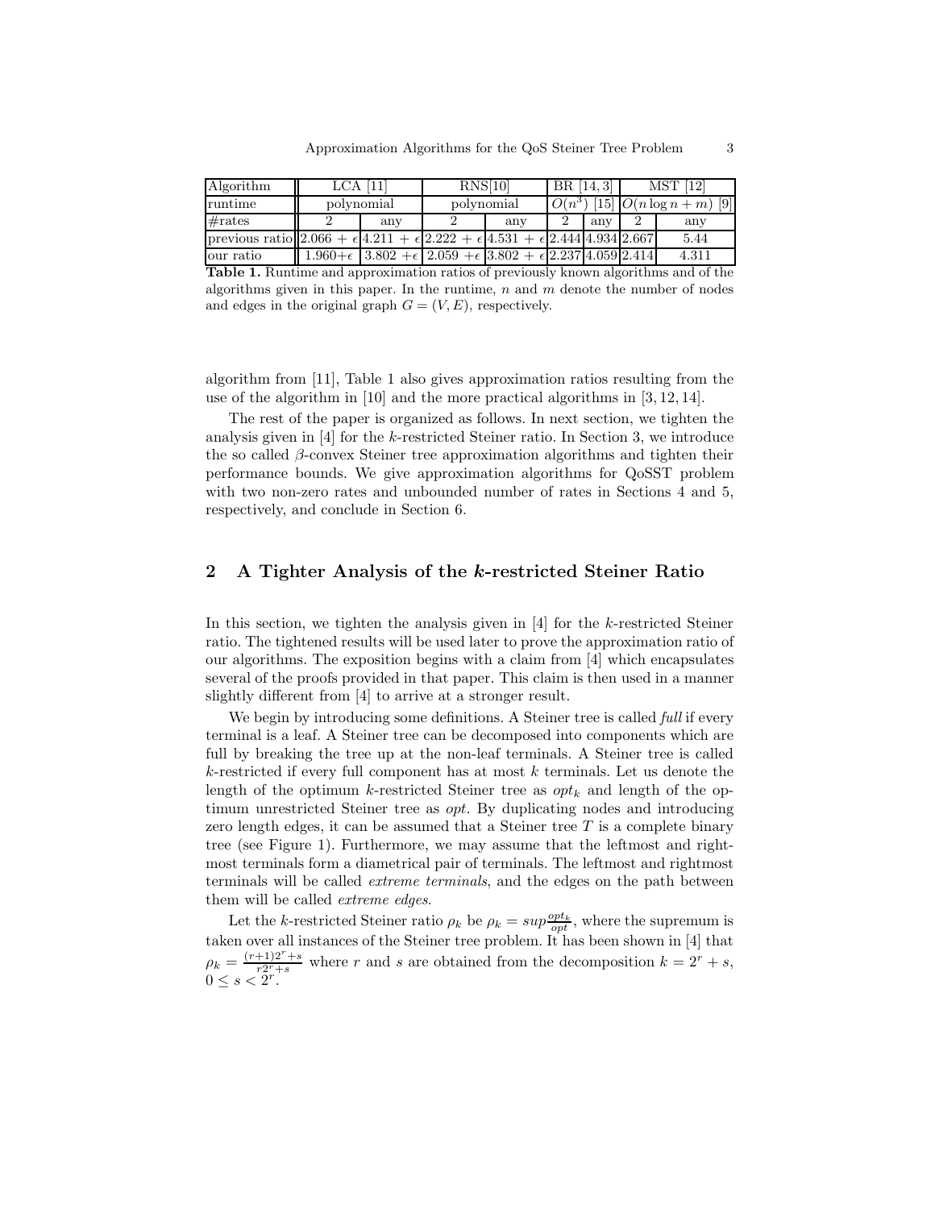| Algorithm | LCA [11] | | RNS[10] | | BR [14, 3] | | MST [12] | |
|---|---|---|---|---|---|---|---|---|
| runtime | polynomial | | polynomial | | $O(n^3)$ [15] | | $O(n \log n + m)$ [9] | |
| #rates | 2 | any | 2 | any | 2 | any | 2 | any |
| previous ratio | $2.066+\epsilon$ | $4.211+\epsilon$ | $2.222+\epsilon$ | $4.531+\epsilon$ | 2.444 | 4.934 | 2.667 | 5.44 |
| our ratio | $1.960+\epsilon$ | $3.802+\epsilon$ | $2.059+\epsilon$ | $3.802+\epsilon$ | 2.237 | 4.059 | 2.414 | 4.311 |

**Table 1.** Runtime and approximation ratios of previously known algorithms and of the algorithms given in this paper. In the runtime, $n$ and $m$ denote the number of nodes and edges in the original graph $G = (V, E)$, respectively.

algorithm from [11], Table 1 also gives approximation ratios resulting from the use of the algorithm in [10] and the more practical algorithms in [3, 12, 14].

The rest of the paper is organized as follows. In next section, we tighten the analysis given in [4] for the $k$-restricted Steiner ratio. In Section 3, we introduce the so called $\beta$-convex Steiner tree approximation algorithms and tighten their performance bounds. We give approximation algorithms for QoSST problem with two non-zero rates and unbounded number of rates in Sections 4 and 5, respectively, and conclude in Section 6.

## 2 A Tighter Analysis of the $k$-restricted Steiner Ratio

In this section, we tighten the analysis given in [4] for the $k$-restricted Steiner ratio. The tightened results will be used later to prove the approximation ratio of our algorithms. The exposition begins with a claim from [4] which encapsulates several of the proofs provided in that paper. This claim is then used in a manner slightly different from [4] to arrive at a stronger result.

We begin by introducing some definitions. A Steiner tree is called *full* if every terminal is a leaf. A Steiner tree can be decomposed into components which are full by breaking the tree up at the non-leaf terminals. A Steiner tree is called $k$-restricted if every full component has at most $k$ terminals. Let us denote the length of the optimum $k$-restricted Steiner tree as $opt_k$ and length of the optimum unrestricted Steiner tree as $opt$. By duplicating nodes and introducing zero length edges, it can be assumed that a Steiner tree $T$ is a complete binary tree (see Figure 1). Furthermore, we may assume that the leftmost and rightmost terminals form a diametrical pair of terminals. The leftmost and rightmost terminals will be called *extreme terminals*, and the edges on the path between them will be called *extreme edges*.

Let the $k$-restricted Steiner ratio $\rho_k$ be $\rho_k = sup\frac{opt_k}{opt}$, where the supremum is taken over all instances of the Steiner tree problem. It has been shown in [4] that $\rho_k = \frac{(r+1)2^r+s}{r2^r+s}$ where $r$ and $s$ are obtained from the decomposition $k = 2^r + s$, $0 \le s < 2^r$.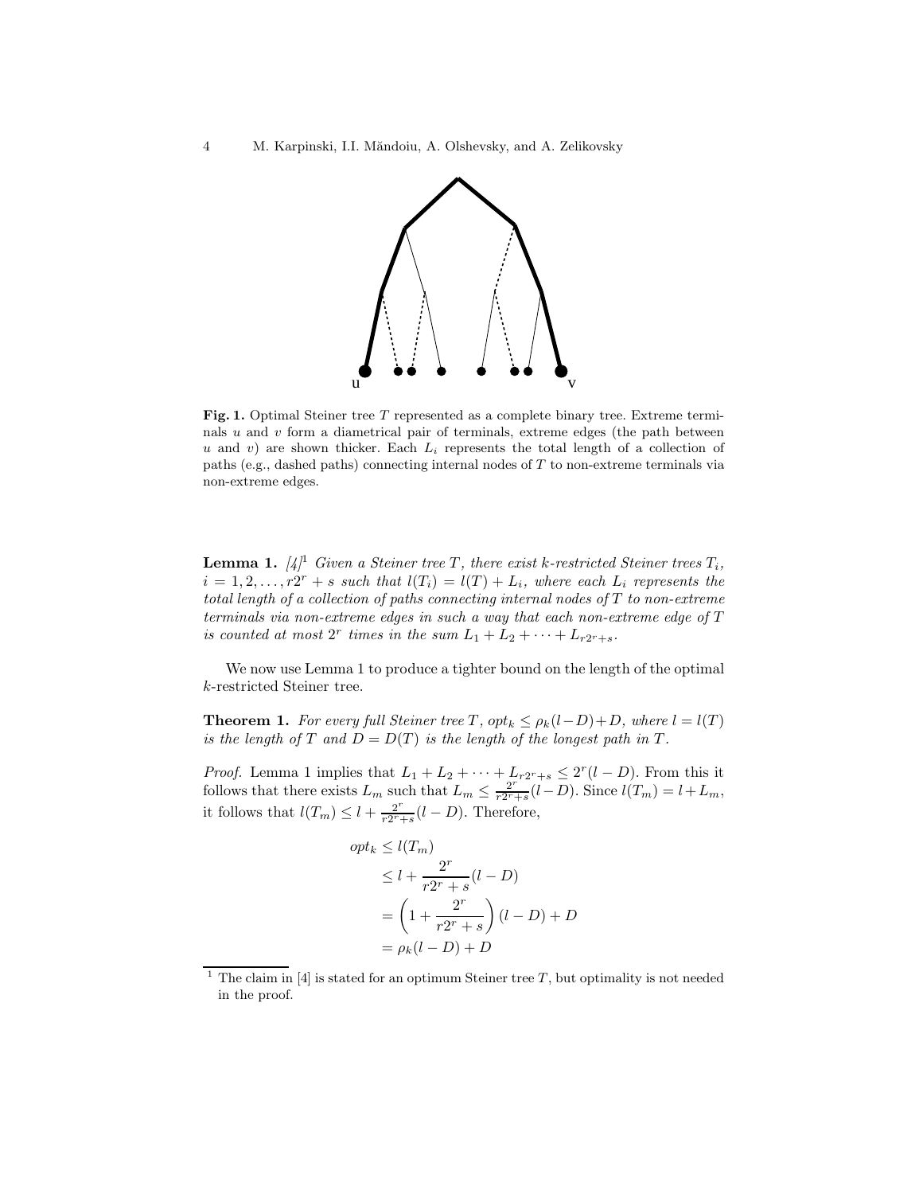**Fig. 1.** Optimal Steiner tree $T$ represented as a complete binary tree. Extreme terminals $u$ and $v$ form a diametrical pair of terminals, extreme edges (the path between $u$ and $v$) are shown thicker. Each $L_i$ represents the total length of a collection of paths (e.g., dashed paths) connecting internal nodes of $T$ to non-extreme terminals via non-extreme edges.

**Lemma 1.** [4][1] *Given a Steiner tree $T$, there exist $k$-restricted Steiner trees $T_i$, $i = 1, 2, \ldots, r2^r + s$ such that $l(T_i) = l(T) + L_i$, where each $L_i$ represents the total length of a collection of paths connecting internal nodes of $T$ to non-extreme terminals via non-extreme edges in such a way that each non-extreme edge of $T$ is counted at most $2^r$ times in the sum $L_1 + L_2 + \cdots + L_{r2^r+s}$.*

We now use Lemma 1 to produce a tighter bound on the length of the optimal $k$-restricted Steiner tree.

**Theorem 1.** *For every full Steiner tree $T$, $opt_k \leq \rho_k(l - D) + D$, where $l = l(T)$ is the length of $T$ and $D = D(T)$ is the length of the longest path in $T$.*

*Proof.* Lemma 1 implies that $L_1 + L_2 + \cdots + L_{r2^r+s} \leq 2^r(l - D)$. From this it follows that there exists $L_m$ such that $L_m \leq \frac{2^r}{r2^r+s}(l - D)$. Since $l(T_m) = l + L_m$, it follows that $l(T_m) \leq l + \frac{2^r}{r2^r+s}(l - D)$. Therefore,

$$
\begin{aligned}
opt_k &\leq l(T_m) \\
&\leq l + \frac{2^r}{r2^r + s}(l - D) \\
&= \left(1 + \frac{2^r}{r2^r + s}\right)(l - D) + D \\
&= \rho_k(l - D) + D
\end{aligned}
$$

[1] The claim in [4] is stated for an optimum Steiner tree $T$, but optimality is not needed in the proof.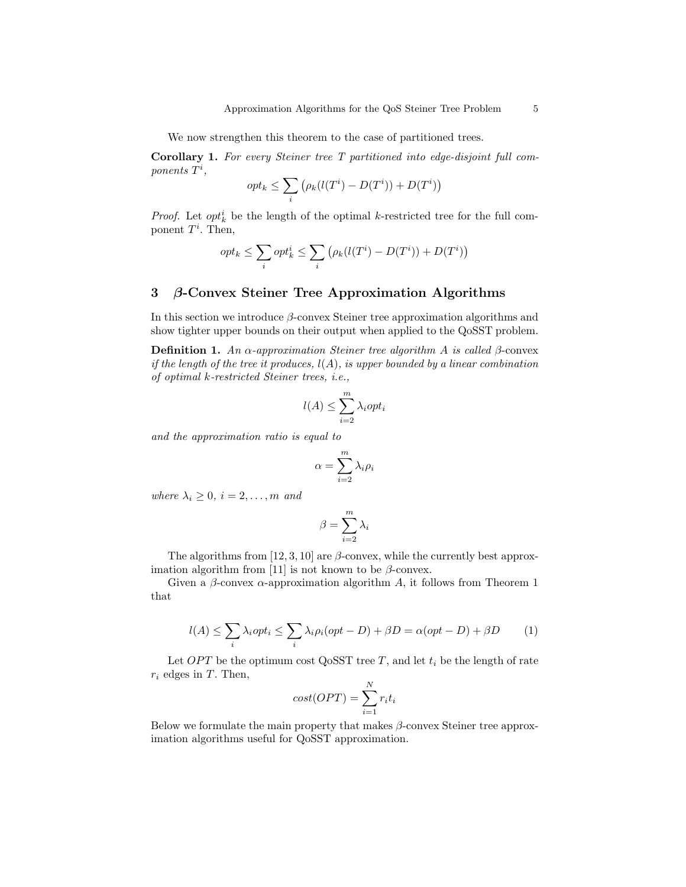We now strengthen this theorem to the case of partitioned trees.

**Corollary 1.** *For every Steiner tree $T$ partitioned into edge-disjoint full components $T^i$,*

$$opt_k \leq \sum_i \left( \rho_k(l(T^i) - D(T^i)) + D(T^i) \right)$$

*Proof.* Let $opt_k^i$ be the length of the optimal $k$-restricted tree for the full component $T^i$. Then,

$$opt_k \leq \sum_i opt_k^i \leq \sum_i \left( \rho_k(l(T^i) - D(T^i)) + D(T^i) \right)$$

## 3 $\beta$-Convex Steiner Tree Approximation Algorithms

In this section we introduce $\beta$-convex Steiner tree approximation algorithms and show tighter upper bounds on their output when applied to the QoSST problem.

**Definition 1.** *An $\alpha$-approximation Steiner tree algorithm $A$ is called $\beta$-*convex *if the length of the tree it produces, $l(A)$, is upper bounded by a linear combination of optimal $k$-restricted Steiner trees, i.e.,*

$$l(A) \leq \sum_{i=2}^{m} \lambda_i opt_i$$

*and the approximation ratio is equal to*

$$\alpha = \sum_{i=2}^{m} \lambda_i \rho_i$$

*where $\lambda_i \geq 0$, $i = 2, \ldots, m$ and*

$$\beta = \sum_{i=2}^{m} \lambda_i$$

The algorithms from [12, 3, 10] are $\beta$-convex, while the currently best approximation algorithm from [11] is not known to be $\beta$-convex.

Given a $\beta$-convex $\alpha$-approximation algorithm $A$, it follows from Theorem 1 that

$$l(A) \leq \sum_i \lambda_i opt_i \leq \sum_i \lambda_i \rho_i (opt - D) + \beta D = \alpha(opt - D) + \beta D \qquad (1)$$

Let $OPT$ be the optimum cost QoSST tree $T$, and let $t_i$ be the length of rate $r_i$ edges in $T$. Then,

$$cost(OPT) = \sum_{i=1}^{N} r_i t_i$$

Below we formulate the main property that makes $\beta$-convex Steiner tree approximation algorithms useful for QoSST approximation.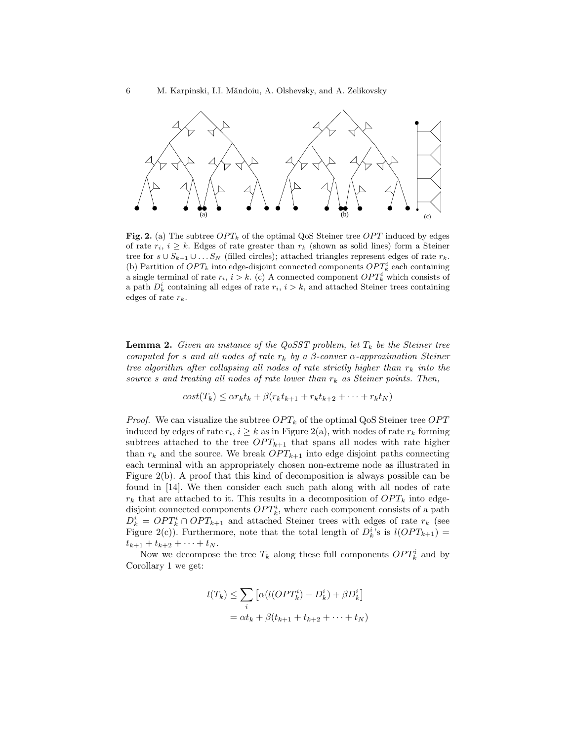**Fig. 2.** (a) The subtree $OPT_k$ of the optimal QoS Steiner tree $OPT$ induced by edges of rate $r_i$, $i \geq k$. Edges of rate greater than $r_k$ (shown as solid lines) form a Steiner tree for $s \cup S_{k+1} \cup \ldots S_N$ (filled circles); attached triangles represent edges of rate $r_k$. (b) Partition of $OPT_k$ into edge-disjoint connected components $OPT_k^i$ each containing a single terminal of rate $r_i$, $i > k$. (c) A connected component $OPT_k^i$ which consists of a path $D_k^i$ containing all edges of rate $r_i$, $i > k$, and attached Steiner trees containing edges of rate $r_k$.

**Lemma 2.** *Given an instance of the QoSST problem, let $T_k$ be the Steiner tree computed for $s$ and all nodes of rate $r_k$ by a $\beta$-convex $\alpha$-approximation Steiner tree algorithm after collapsing all nodes of rate strictly higher than $r_k$ into the source $s$ and treating all nodes of rate lower than $r_k$ as Steiner points. Then,*

$$cost(T_k) \leq \alpha r_k t_k + \beta(r_k t_{k+1} + r_k t_{k+2} + \cdots + r_k t_N)$$

*Proof.* We can visualize the subtree $OPT_k$ of the optimal QoS Steiner tree $OPT$ induced by edges of rate $r_i$, $i \geq k$ as in Figure 2(a), with nodes of rate $r_k$ forming subtrees attached to the tree $OPT_{k+1}$ that spans all nodes with rate higher than $r_k$ and the source. We break $OPT_{k+1}$ into edge disjoint paths connecting each terminal with an appropriately chosen non-extreme node as illustrated in Figure 2(b). A proof that this kind of decomposition is always possible can be found in [14]. We then consider each such path along with all nodes of rate $r_k$ that are attached to it. This results in a decomposition of $OPT_k$ into edge-disjoint connected components $OPT_k^i$, where each component consists of a path $D_k^i = OPT_k^i \cap OPT_{k+1}$ and attached Steiner trees with edges of rate $r_k$ (see Figure 2(c)). Furthermore, note that the total length of $D_k^i$'s is $l(OPT_{k+1}) = t_{k+1} + t_{k+2} + \cdots + t_N$.

Now we decompose the tree $T_k$ along these full components $OPT_k^i$ and by Corollary 1 we get:

$$\begin{aligned} l(T_k) &\leq \sum_i \left[\alpha(l(OPT_k^i) - D_k^i) + \beta D_k^i\right] \\ &= \alpha t_k + \beta(t_{k+1} + t_{k+2} + \cdots + t_N) \end{aligned}$$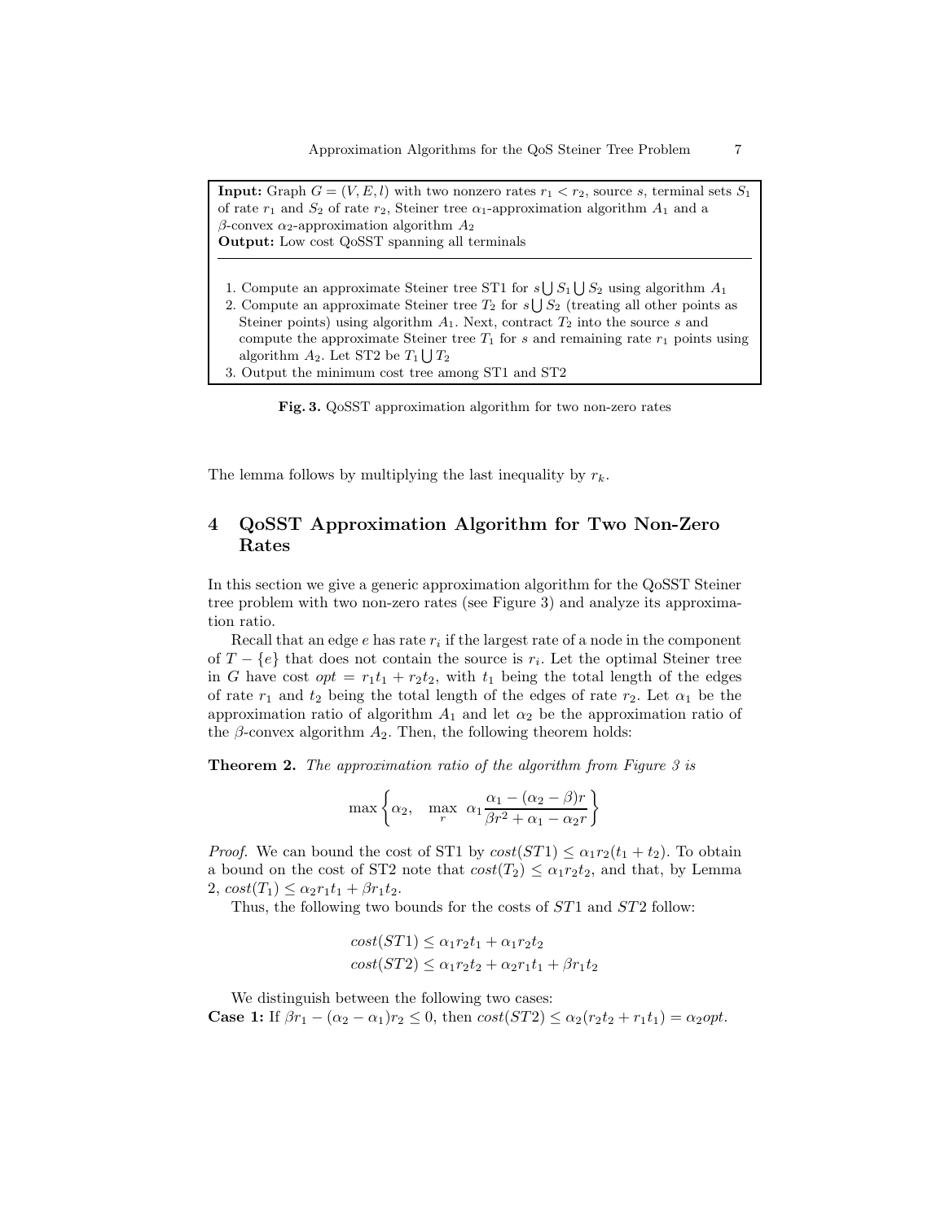**Input:** Graph $G = (V, E, l)$ with two nonzero rates $r_1 < r_2$, source $s$, terminal sets $S_1$ of rate $r_1$ and $S_2$ of rate $r_2$, Steiner tree $\alpha_1$-approximation algorithm $A_1$ and a $\beta$-convex $\alpha_2$-approximation algorithm $A_2$
**Output:** Low cost QoSST spanning all terminals

1. Compute an approximate Steiner tree ST1 for $s \bigcup S_1 \bigcup S_2$ using algorithm $A_1$
2. Compute an approximate Steiner tree $T_2$ for $s \bigcup S_2$ (treating all other points as Steiner points) using algorithm $A_1$. Next, contract $T_2$ into the source $s$ and compute the approximate Steiner tree $T_1$ for $s$ and remaining rate $r_1$ points using algorithm $A_2$. Let ST2 be $T_1 \bigcup T_2$
3. Output the minimum cost tree among ST1 and ST2

**Fig. 3.** QoSST approximation algorithm for two non-zero rates

The lemma follows by multiplying the last inequality by $r_k$.

## 4 QoSST Approximation Algorithm for Two Non-Zero Rates

In this section we give a generic approximation algorithm for the QoSST Steiner tree problem with two non-zero rates (see Figure 3) and analyze its approximation ratio.

Recall that an edge $e$ has rate $r_i$ if the largest rate of a node in the component of $T - \{e\}$ that does not contain the source is $r_i$. Let the optimal Steiner tree in $G$ have cost $opt = r_1 t_1 + r_2 t_2$, with $t_1$ being the total length of the edges of rate $r_1$ and $t_2$ being the total length of the edges of rate $r_2$. Let $\alpha_1$ be the approximation ratio of algorithm $A_1$ and let $\alpha_2$ be the approximation ratio of the $\beta$-convex algorithm $A_2$. Then, the following theorem holds:

**Theorem 2.** *The approximation ratio of the algorithm from Figure 3 is*

$$\max\left\{\alpha_2, \quad \max_r \ \alpha_1 \frac{\alpha_1 - (\alpha_2 - \beta)r}{\beta r^2 + \alpha_1 - \alpha_2 r}\right\}$$

*Proof.* We can bound the cost of ST1 by $cost(ST1) \leq \alpha_1 r_2 (t_1 + t_2)$. To obtain a bound on the cost of ST2 note that $cost(T_2) \leq \alpha_1 r_2 t_2$, and that, by Lemma 2, $cost(T_1) \leq \alpha_2 r_1 t_1 + \beta r_1 t_2$.

Thus, the following two bounds for the costs of $ST1$ and $ST2$ follow:

$$cost(ST1) \leq \alpha_1 r_2 t_1 + \alpha_1 r_2 t_2$$
$$cost(ST2) \leq \alpha_1 r_2 t_2 + \alpha_2 r_1 t_1 + \beta r_1 t_2$$

We distinguish between the following two cases:

**Case 1:** If $\beta r_1 - (\alpha_2 - \alpha_1) r_2 \leq 0$, then $cost(ST2) \leq \alpha_2 (r_2 t_2 + r_1 t_1) = \alpha_2 opt$.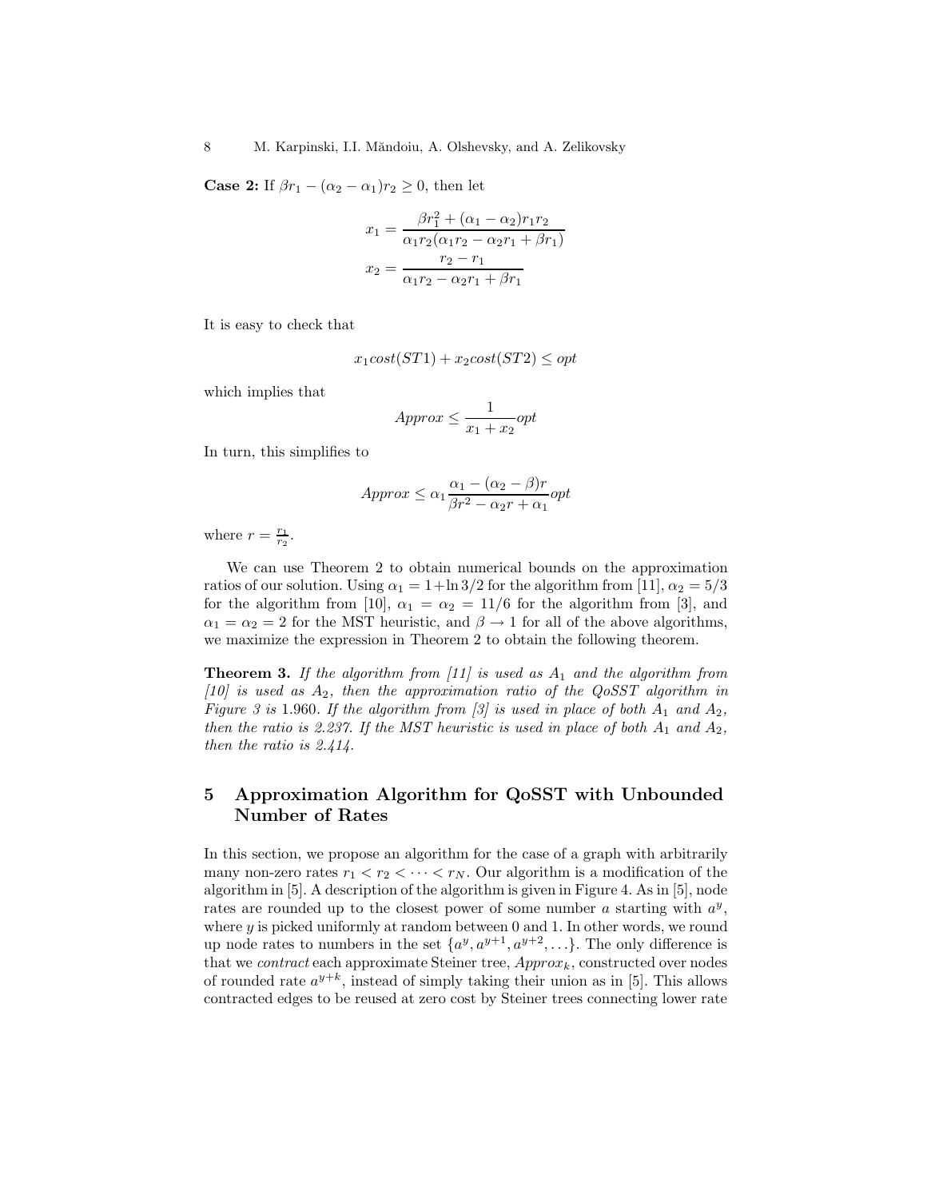**Case 2:** If $\beta r_1 - (\alpha_2 - \alpha_1) r_2 \geq 0$, then let

$$x_1 = \frac{\beta r_1^2 + (\alpha_1 - \alpha_2) r_1 r_2}{\alpha_1 r_2 (\alpha_1 r_2 - \alpha_2 r_1 + \beta r_1)}$$

$$x_2 = \frac{r_2 - r_1}{\alpha_1 r_2 - \alpha_2 r_1 + \beta r_1}$$

It is easy to check that

$$x_1 cost(ST1) + x_2 cost(ST2) \leq opt$$

which implies that

$$Approx \leq \frac{1}{x_1 + x_2} opt$$

In turn, this simplifies to

$$Approx \leq \alpha_1 \frac{\alpha_1 - (\alpha_2 - \beta) r}{\beta r^2 - \alpha_2 r + \alpha_1} opt$$

where $r = \frac{r_1}{r_2}$.

We can use Theorem 2 to obtain numerical bounds on the approximation ratios of our solution. Using $\alpha_1 = 1 + \ln 3/2$ for the algorithm from [11], $\alpha_2 = 5/3$ for the algorithm from [10], $\alpha_1 = \alpha_2 = 11/6$ for the algorithm from [3], and $\alpha_1 = \alpha_2 = 2$ for the MST heuristic, and $\beta \rightarrow 1$ for all of the above algorithms, we maximize the expression in Theorem 2 to obtain the following theorem.

**Theorem 3.** *If the algorithm from [11] is used as $A_1$ and the algorithm from [10] is used as $A_2$, then the approximation ratio of the QoSST algorithm in Figure 3 is* 1.960*. If the algorithm from [3] is used in place of both $A_1$ and $A_2$, then the ratio is 2.237. If the MST heuristic is used in place of both $A_1$ and $A_2$, then the ratio is 2.414.*

## 5 Approximation Algorithm for QoSST with Unbounded Number of Rates

In this section, we propose an algorithm for the case of a graph with arbitrarily many non-zero rates $r_1 < r_2 < \cdots < r_N$. Our algorithm is a modification of the algorithm in [5]. A description of the algorithm is given in Figure 4. As in [5], node rates are rounded up to the closest power of some number $a$ starting with $a^y$, where $y$ is picked uniformly at random between 0 and 1. In other words, we round up node rates to numbers in the set $\{a^y, a^{y+1}, a^{y+2}, \ldots\}$. The only difference is that we *contract* each approximate Steiner tree, $Approx_k$, constructed over nodes of rounded rate $a^{y+k}$, instead of simply taking their union as in [5]. This allows contracted edges to be reused at zero cost by Steiner trees connecting lower rate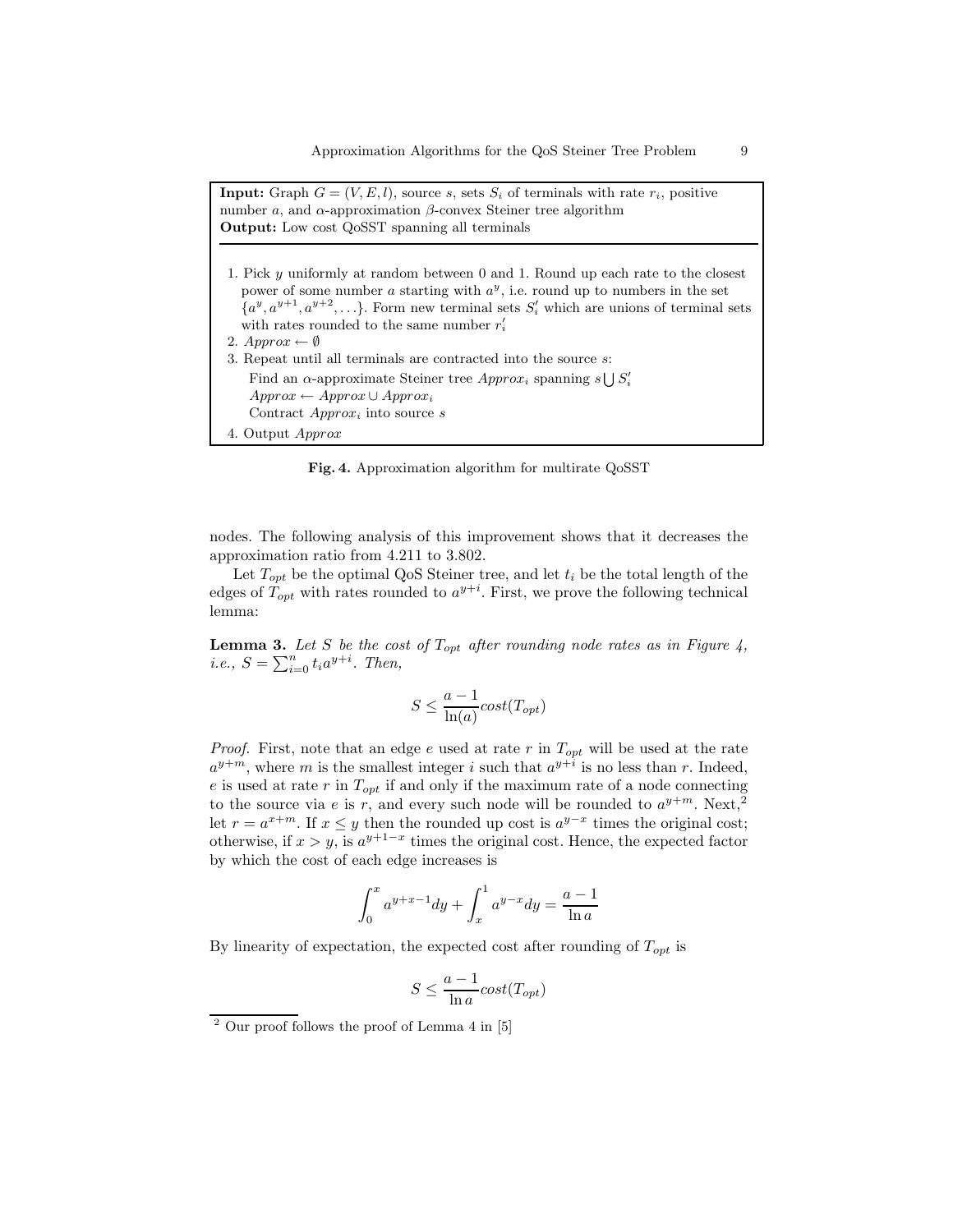**Input:** Graph $G = (V, E, l)$, source $s$, sets $S_i$ of terminals with rate $r_i$, positive number $a$, and $\alpha$-approximation $\beta$-convex Steiner tree algorithm
**Output:** Low cost QoSST spanning all terminals

1. Pick $y$ uniformly at random between 0 and 1. Round up each rate to the closest power of some number $a$ starting with $a^y$, i.e. round up to numbers in the set $\{a^y, a^{y+1}, a^{y+2}, \ldots\}$. Form new terminal sets $S_i'$ which are unions of terminal sets with rates rounded to the same number $r_i'$
2. $Approx \leftarrow \emptyset$
3. Repeat until all terminals are contracted into the source $s$:
   Find an $\alpha$-approximate Steiner tree $Approx_i$ spanning $s \bigcup S_i'$
   $Approx \leftarrow Approx \cup Approx_i$
   Contract $Approx_i$ into source $s$
4. Output $Approx$

**Fig. 4.** Approximation algorithm for multirate QoSST

nodes. The following analysis of this improvement shows that it decreases the approximation ratio from 4.211 to 3.802.

Let $T_{opt}$ be the optimal QoS Steiner tree, and let $t_i$ be the total length of the edges of $T_{opt}$ with rates rounded to $a^{y+i}$. First, we prove the following technical lemma:

**Lemma 3.** *Let $S$ be the cost of $T_{opt}$ after rounding node rates as in Figure 4, i.e., $S = \sum_{i=0}^{n} t_i a^{y+i}$. Then,*

$$S \leq \frac{a-1}{\ln(a)} cost(T_{opt})$$

*Proof.* First, note that an edge $e$ used at rate $r$ in $T_{opt}$ will be used at the rate $a^{y+m}$, where $m$ is the smallest integer $i$ such that $a^{y+i}$ is no less than $r$. Indeed, $e$ is used at rate $r$ in $T_{opt}$ if and only if the maximum rate of a node connecting to the source via $e$ is $r$, and every such node will be rounded to $a^{y+m}$. Next,[2] let $r = a^{x+m}$. If $x \leq y$ then the rounded up cost is $a^{y-x}$ times the original cost; otherwise, if $x > y$, is $a^{y+1-x}$ times the original cost. Hence, the expected factor by which the cost of each edge increases is

$$\int_0^x a^{y+x-1} dy + \int_x^1 a^{y-x} dy = \frac{a-1}{\ln a}$$

By linearity of expectation, the expected cost after rounding of $T_{opt}$ is

$$S \leq \frac{a-1}{\ln a} cost(T_{opt})$$

[2] Our proof follows the proof of Lemma 4 in [5]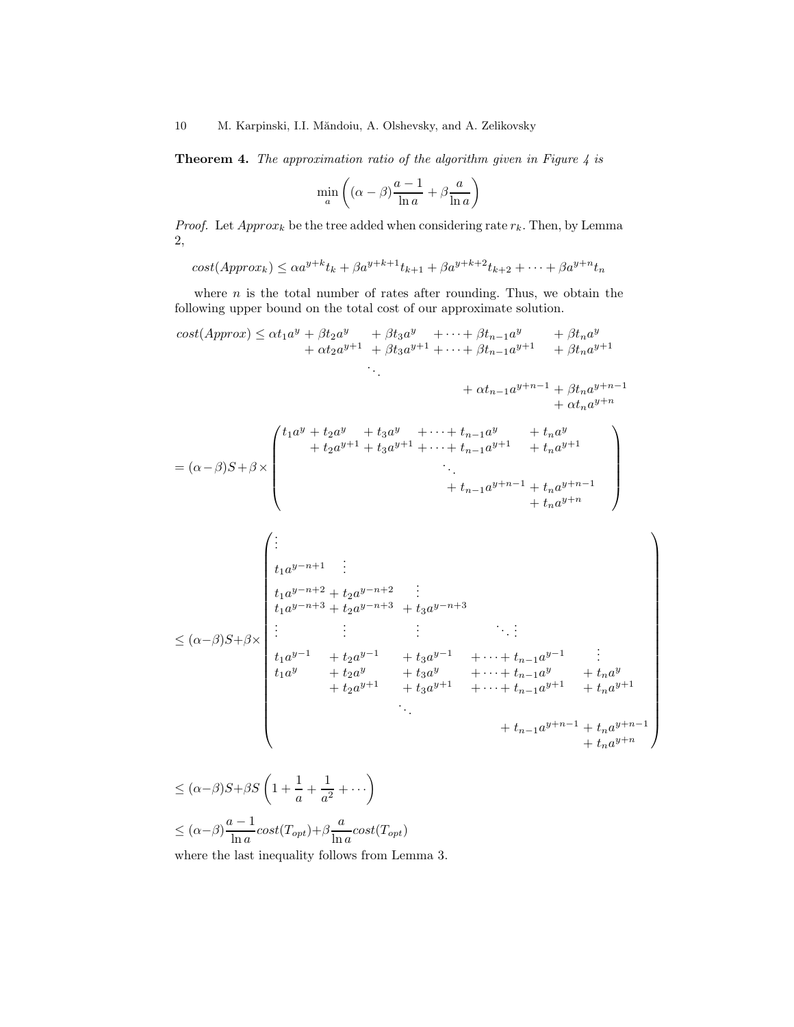**Theorem 4.** *The approximation ratio of the algorithm given in Figure 4 is*

$$\min_a \left( (\alpha - \beta)\frac{a-1}{\ln a} + \beta \frac{a}{\ln a} \right)$$

*Proof.* Let $Approx_k$ be the tree added when considering rate $r_k$. Then, by Lemma 2,

$$cost(Approx_k) \leq \alpha a^{y+k} t_k + \beta a^{y+k+1} t_{k+1} + \beta a^{y+k+2} t_{k+2} + \cdots + \beta a^{y+n} t_n$$

where $n$ is the total number of rates after rounding. Thus, we obtain the following upper bound on the total cost of our approximate solution.

$$\begin{aligned}
cost(Approx) \leq\ & \alpha t_1 a^y + \beta t_2 a^y + \beta t_3 a^y + \cdots + \beta t_{n-1} a^y + \beta t_n a^y \\
& + \alpha t_2 a^{y+1} + \beta t_3 a^{y+1} + \cdots + \beta t_{n-1} a^{y+1} + \beta t_n a^{y+1} \\
& \ddots \\
& + \alpha t_{n-1} a^{y+n-1} + \beta t_n a^{y+n-1} \\
& + \alpha t_n a^{y+n}
\end{aligned}$$

$$= (\alpha - \beta) S + \beta \times \begin{pmatrix}
t_1 a^y + t_2 a^y + t_3 a^y + \cdots + t_{n-1} a^y + t_n a^y \\
+ t_2 a^{y+1} + t_3 a^{y+1} + \cdots + t_{n-1} a^{y+1} + t_n a^{y+1} \\
\ddots \\
+ t_{n-1} a^{y+n-1} + t_n a^{y+n-1} \\
+ t_n a^{y+n}
\end{pmatrix}$$

$$\leq (\alpha - \beta) S + \beta \times \begin{pmatrix}
\vdots \\
t_1 a^{y-n+1} \quad \vdots \\
t_1 a^{y-n+2} + t_2 a^{y-n+2} \quad \vdots \\
t_1 a^{y-n+3} + t_2 a^{y-n+3} + t_3 a^{y-n+3} \\
\vdots \qquad \vdots \qquad \vdots \qquad \ddots \vdots \\
t_1 a^{y-1} + t_2 a^{y-1} + t_3 a^{y-1} + \cdots + t_{n-1} a^{y-1} \quad \vdots \\
t_1 a^y + t_2 a^y + t_3 a^y + \cdots + t_{n-1} a^y + t_n a^y \\
+ t_2 a^{y+1} + t_3 a^{y+1} + \cdots + t_{n-1} a^{y+1} + t_n a^{y+1} \\
\ddots \\
+ t_{n-1} a^{y+n-1} + t_n a^{y+n-1} \\
+ t_n a^{y+n}
\end{pmatrix}$$

$$\leq (\alpha - \beta) S + \beta S \left( 1 + \frac{1}{a} + \frac{1}{a^2} + \cdots \right)$$

$$\leq (\alpha - \beta) \frac{a-1}{\ln a} cost(T_{opt}) + \beta \frac{a}{\ln a} cost(T_{opt})$$

where the last inequality follows from Lemma 3.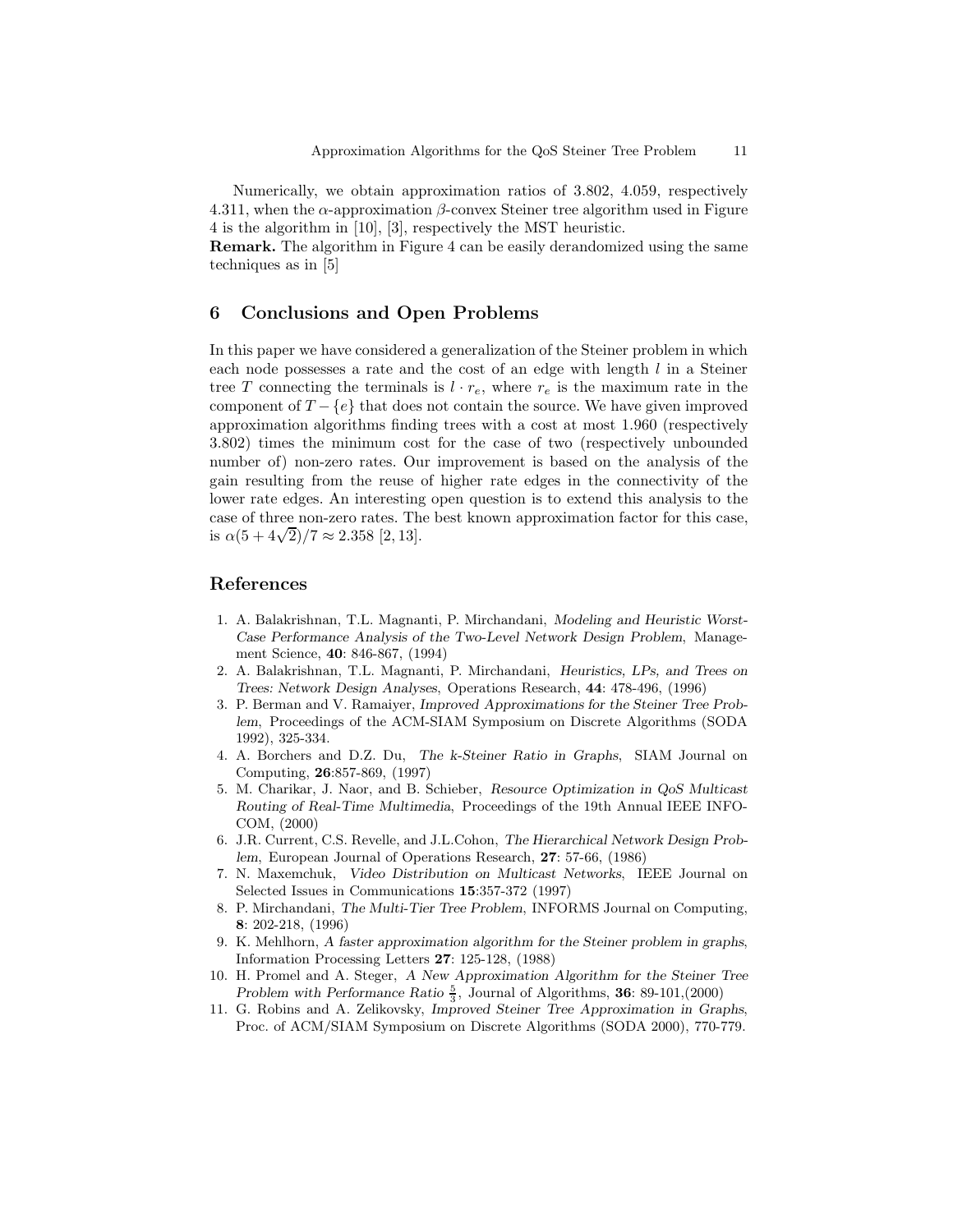Numerically, we obtain approximation ratios of 3.802, 4.059, respectively 4.311, when the $\alpha$-approximation $\beta$-convex Steiner tree algorithm used in Figure 4 is the algorithm in [10], [3], respectively the MST heuristic.

**Remark.** The algorithm in Figure 4 can be easily derandomized using the same techniques as in [5]

## 6 Conclusions and Open Problems

In this paper we have considered a generalization of the Steiner problem in which each node possesses a rate and the cost of an edge with length $l$ in a Steiner tree $T$ connecting the terminals is $l \cdot r_e$, where $r_e$ is the maximum rate in the component of $T - \{e\}$ that does not contain the source. We have given improved approximation algorithms finding trees with a cost at most 1.960 (respectively 3.802) times the minimum cost for the case of two (respectively unbounded number of) non-zero rates. Our improvement is based on the analysis of the gain resulting from the reuse of higher rate edges in the connectivity of the lower rate edges. An interesting open question is to extend this analysis to the case of three non-zero rates. The best known approximation factor for this case, is $\alpha(5 + 4\sqrt{2})/7 \approx 2.358$ [2, 13].

## References

1. A. Balakrishnan, T.L. Magnanti, P. Mirchandani, *Modeling and Heuristic Worst-Case Performance Analysis of the Two-Level Network Design Problem*, Management Science, **40**: 846-867, (1994)
2. A. Balakrishnan, T.L. Magnanti, P. Mirchandani, *Heuristics, LPs, and Trees on Trees: Network Design Analyses*, Operations Research, **44**: 478-496, (1996)
3. P. Berman and V. Ramaiyer, *Improved Approximations for the Steiner Tree Problem*, Proceedings of the ACM-SIAM Symposium on Discrete Algorithms (SODA 1992), 325-334.
4. A. Borchers and D.Z. Du, *The k-Steiner Ratio in Graphs*, SIAM Journal on Computing, **26**:857-869, (1997)
5. M. Charikar, J. Naor, and B. Schieber, *Resource Optimization in QoS Multicast Routing of Real-Time Multimedia*, Proceedings of the 19th Annual IEEE INFOCOM, (2000)
6. J.R. Current, C.S. Revelle, and J.L.Cohon, *The Hierarchical Network Design Problem*, European Journal of Operations Research, **27**: 57-66, (1986)
7. N. Maxemchuk, *Video Distribution on Multicast Networks*, IEEE Journal on Selected Issues in Communications **15**:357-372 (1997)
8. P. Mirchandani, *The Multi-Tier Tree Problem*, INFORMS Journal on Computing, **8**: 202-218, (1996)
9. K. Mehlhorn, *A faster approximation algorithm for the Steiner problem in graphs*, Information Processing Letters **27**: 125-128, (1988)
10. H. Promel and A. Steger, *A New Approximation Algorithm for the Steiner Tree Problem with Performance Ratio $\frac{5}{3}$*, Journal of Algorithms, **36**: 89-101,(2000)
11. G. Robins and A. Zelikovsky, *Improved Steiner Tree Approximation in Graphs*, Proc. of ACM/SIAM Symposium on Discrete Algorithms (SODA 2000), 770-779.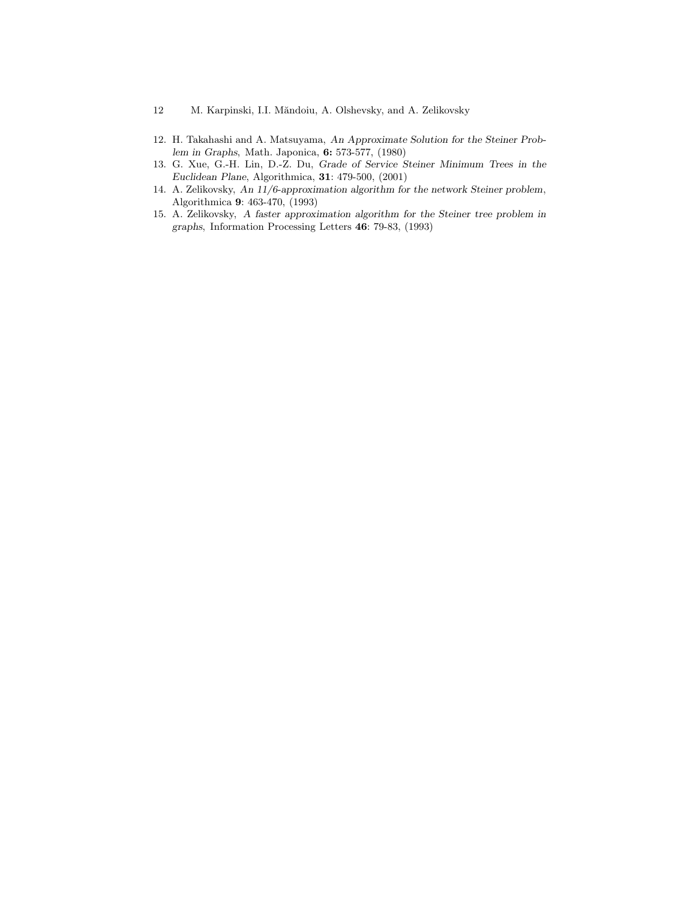12. H. Takahashi and A. Matsuyama, *An Approximate Solution for the Steiner Problem in Graphs*, Math. Japonica, **6:** 573-577, (1980)
13. G. Xue, G.-H. Lin, D.-Z. Du, *Grade of Service Steiner Minimum Trees in the Euclidean Plane*, Algorithmica, **31**: 479-500, (2001)
14. A. Zelikovsky, *An 11/6-approximation algorithm for the network Steiner problem*, Algorithmica **9**: 463-470, (1993)
15. A. Zelikovsky, *A faster approximation algorithm for the Steiner tree problem in graphs*, Information Processing Letters **46**: 79-83, (1993)